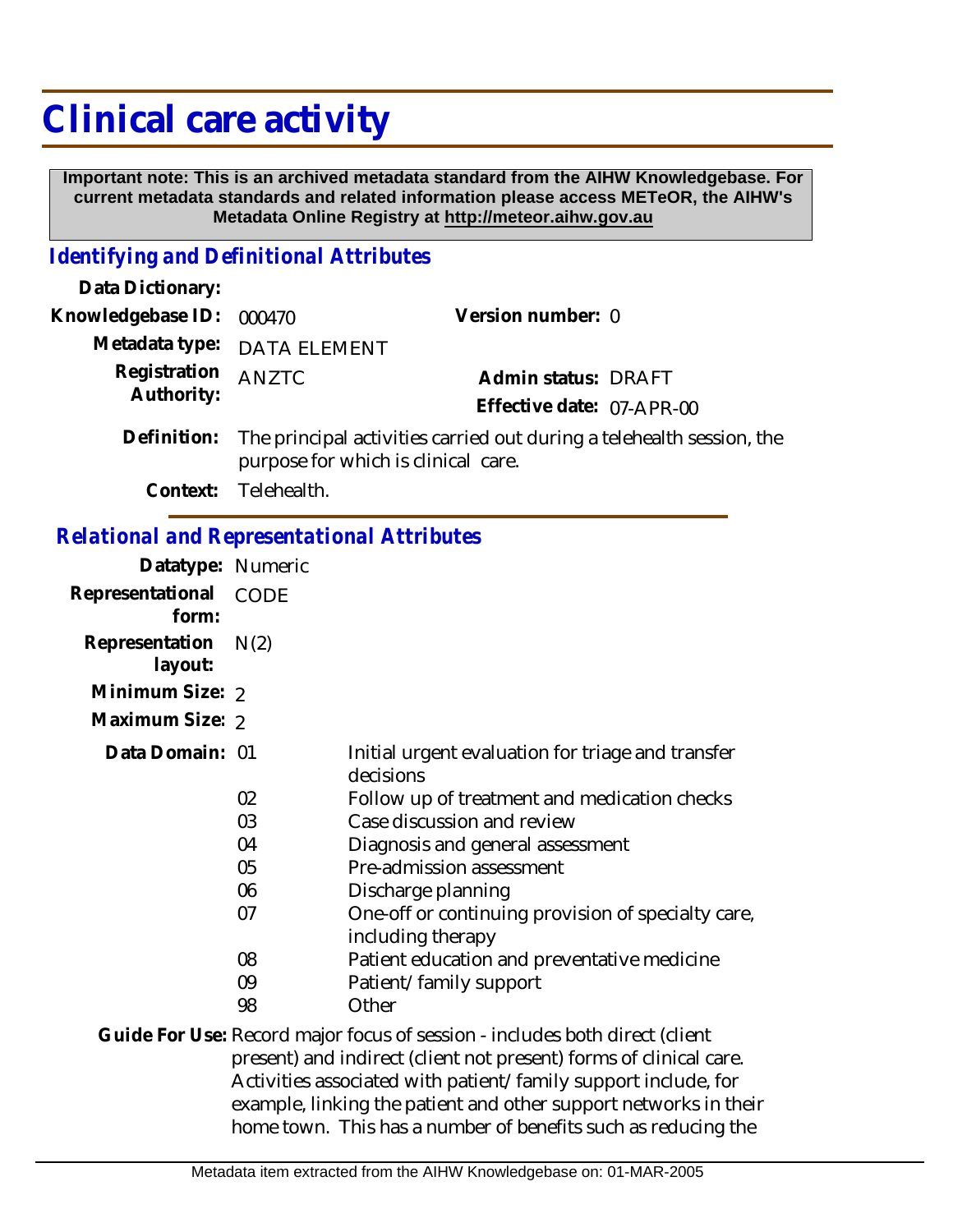# Clinical care activity

**Important note: This is an archived metadata standard from the AIHW Knowledgebase. For current metadata standards and related information please access METeOR, the AIHW's Metadata Online Registry at http://meteor.aihw.gov.au**

## *Identifying and Definitional Attributes*

**Data Dictionary:**

**Knowledgebase ID:** 000470 **Version number:** 0

**Metadata type:** DATA ELEMENT

**Registration Authority:** ANZTC **Admin status:** DRAFT

**Effective date:** 07-APR-00

**Definition:** The principal activities carried out during a telehealth session, the purpose for which is clinical care.

**Context:** Telehealth.

## *Relational and Representational Attributes*

**Datatype:** Numeric

**Representational form:** CODE

**Representation layout:** N(2)

**Minimum Size:** 2

**Maximum Size:** 2

**Data Domain:**

| Code | Description |
|---|---|
| 01 | Initial urgent evaluation for triage and transfer decisions |
| 02 | Follow up of treatment and medication checks |
| 03 | Case discussion and review |
| 04 | Diagnosis and general assessment |
| 05 | Pre-admission assessment |
| 06 | Discharge planning |
| 07 | One-off or continuing provision of specialty care, including therapy |
| 08 | Patient education and preventative medicine |
| 09 | Patient/family support |
| 98 | Other |

**Guide For Use:** Record major focus of session - includes both direct (client present) and indirect (client not present) forms of clinical care. Activities associated with patient/family support include, for example, linking the patient and other support networks in their home town. This has a number of benefits such as reducing the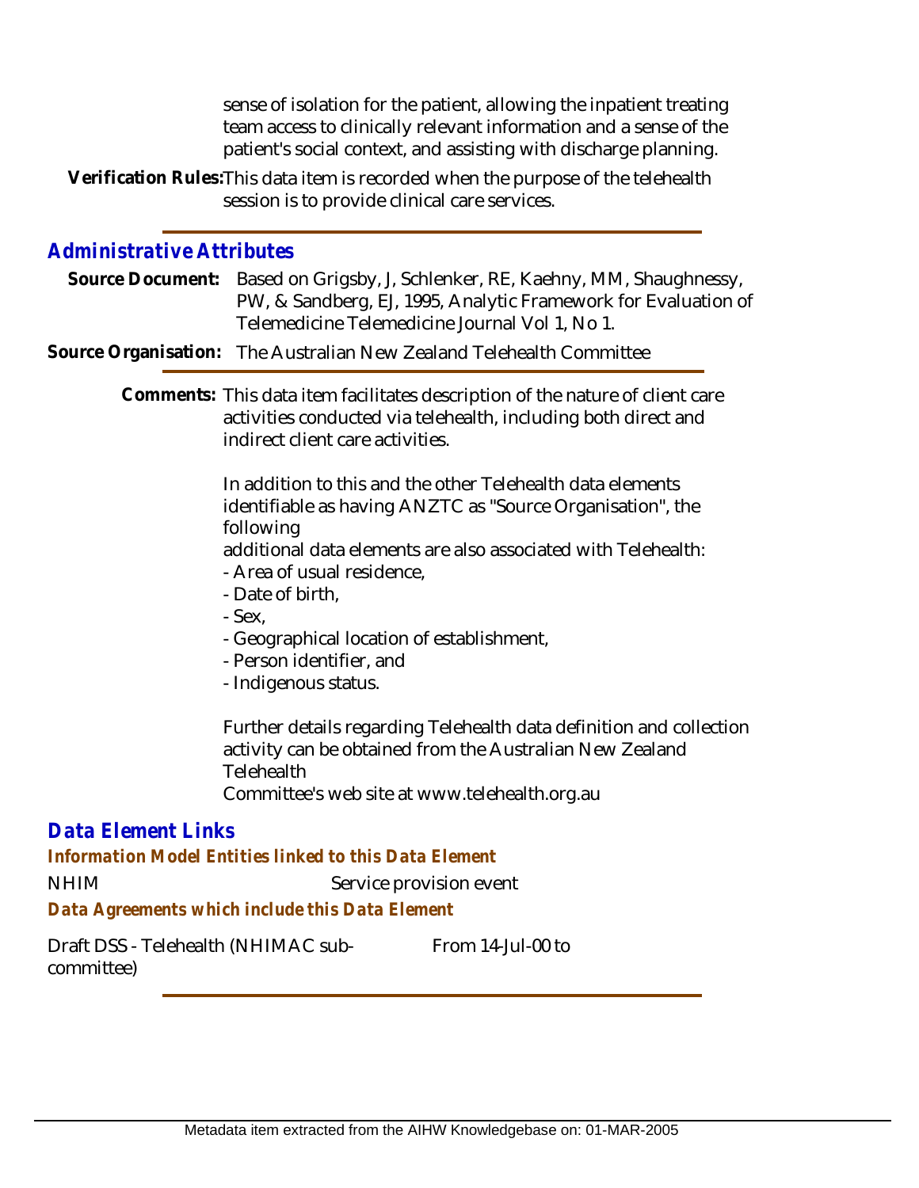sense of isolation for the patient, allowing the inpatient treating team access to clinically relevant information and a sense of the patient's social context, and assisting with discharge planning.

**Verification Rules:** This data item is recorded when the purpose of the telehealth session is to provide clinical care services.

## Administrative Attributes

**Source Document:** Based on Grigsby, J, Schlenker, RE, Kaehny, MM, Shaughnessy, PW, & Sandberg, EJ, 1995, Analytic Framework for Evaluation of Telemedicine Telemedicine Journal Vol 1, No 1.

**Source Organisation:** The Australian New Zealand Telehealth Committee

**Comments:** This data item facilitates description of the nature of client care activities conducted via telehealth, including both direct and indirect client care activities.

In addition to this and the other Telehealth data elements identifiable as having ANZTC as "Source Organisation", the following
additional data elements are also associated with Telehealth:
- Area of usual residence,
- Date of birth,
- Sex,
- Geographical location of establishment,
- Person identifier, and
- Indigenous status.

Further details regarding Telehealth data definition and collection activity can be obtained from the Australian New Zealand Telehealth
Committee's web site at www.telehealth.org.au

## Data Element Links

### Information Model Entities linked to this Data Element

| | |
|---|---|
| NHIM | Service provision event |

### Data Agreements which include this Data Element

| | |
|---|---|
| Draft DSS - Telehealth (NHIMAC sub-committee) | From 14-Jul-00 to |

Metadata item extracted from the AIHW Knowledgebase on: 01-MAR-2005